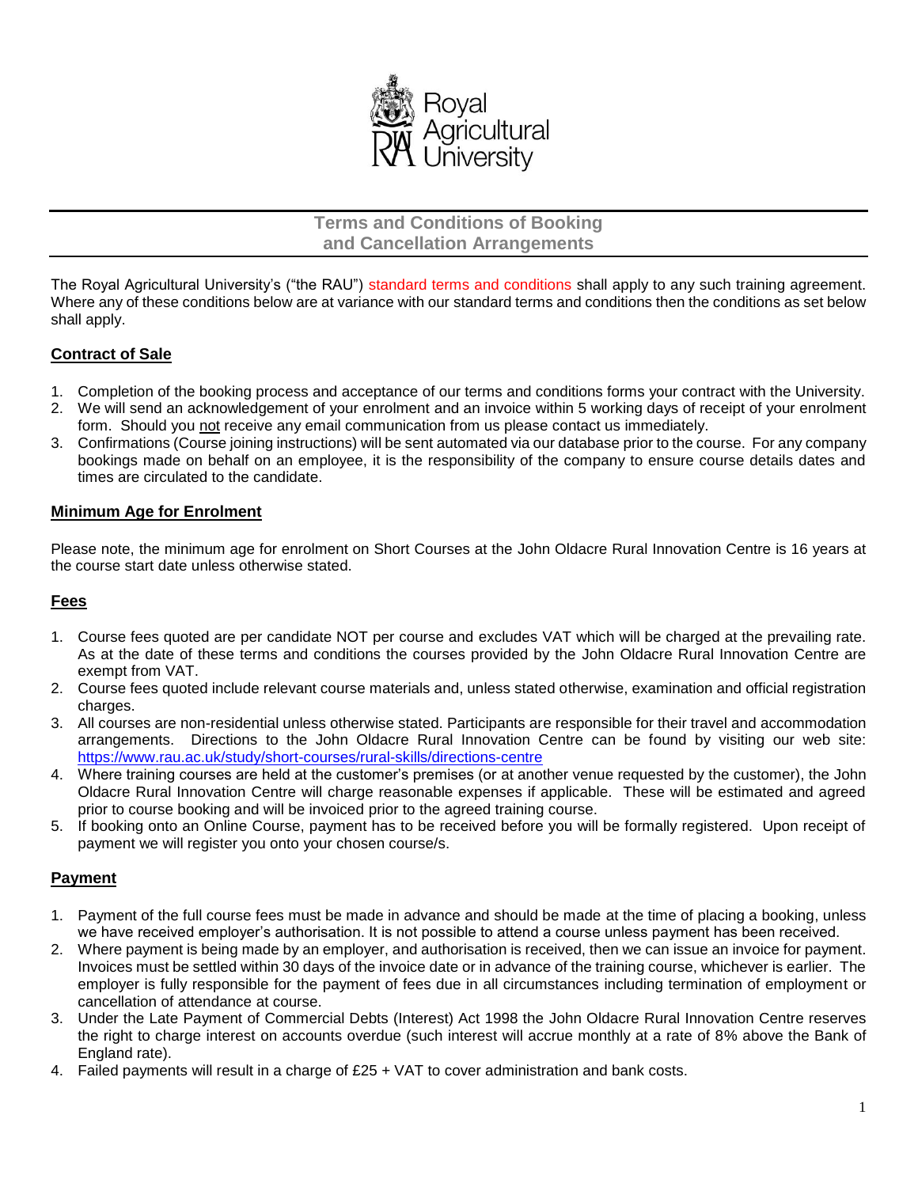# Terms and Conditions of Booking and Cancellation Arrangements

The Royal Agricultural University's ("the RAU") standard terms and conditions shall apply to any such training agreement. Where any of these conditions below are at variance with our standard terms and conditions then the conditions as set below shall apply.

## Contract of Sale

1. Completion of the booking process and acceptance of our terms and conditions forms your contract with the University.
2. We will send an acknowledgement of your enrolment and an invoice within 5 working days of receipt of your enrolment form. Should you not receive any email communication from us please contact us immediately.
3. Confirmations (Course joining instructions) will be sent automated via our database prior to the course. For any company bookings made on behalf on an employee, it is the responsibility of the company to ensure course details dates and times are circulated to the candidate.

## Minimum Age for Enrolment

Please note, the minimum age for enrolment on Short Courses at the John Oldacre Rural Innovation Centre is 16 years at the course start date unless otherwise stated.

## Fees

1. Course fees quoted are per candidate NOT per course and excludes VAT which will be charged at the prevailing rate. As at the date of these terms and conditions the courses provided by the John Oldacre Rural Innovation Centre are exempt from VAT.
2. Course fees quoted include relevant course materials and, unless stated otherwise, examination and official registration charges.
3. All courses are non-residential unless otherwise stated. Participants are responsible for their travel and accommodation arrangements. Directions to the John Oldacre Rural Innovation Centre can be found by visiting our web site: https://www.rau.ac.uk/study/short-courses/rural-skills/directions-centre
4. Where training courses are held at the customer's premises (or at another venue requested by the customer), the John Oldacre Rural Innovation Centre will charge reasonable expenses if applicable. These will be estimated and agreed prior to course booking and will be invoiced prior to the agreed training course.
5. If booking onto an Online Course, payment has to be received before you will be formally registered. Upon receipt of payment we will register you onto your chosen course/s.

## Payment

1. Payment of the full course fees must be made in advance and should be made at the time of placing a booking, unless we have received employer's authorisation. It is not possible to attend a course unless payment has been received.
2. Where payment is being made by an employer, and authorisation is received, then we can issue an invoice for payment. Invoices must be settled within 30 days of the invoice date or in advance of the training course, whichever is earlier. The employer is fully responsible for the payment of fees due in all circumstances including termination of employment or cancellation of attendance at course.
3. Under the Late Payment of Commercial Debts (Interest) Act 1998 the John Oldacre Rural Innovation Centre reserves the right to charge interest on accounts overdue (such interest will accrue monthly at a rate of 8% above the Bank of England rate).
4. Failed payments will result in a charge of £25 + VAT to cover administration and bank costs.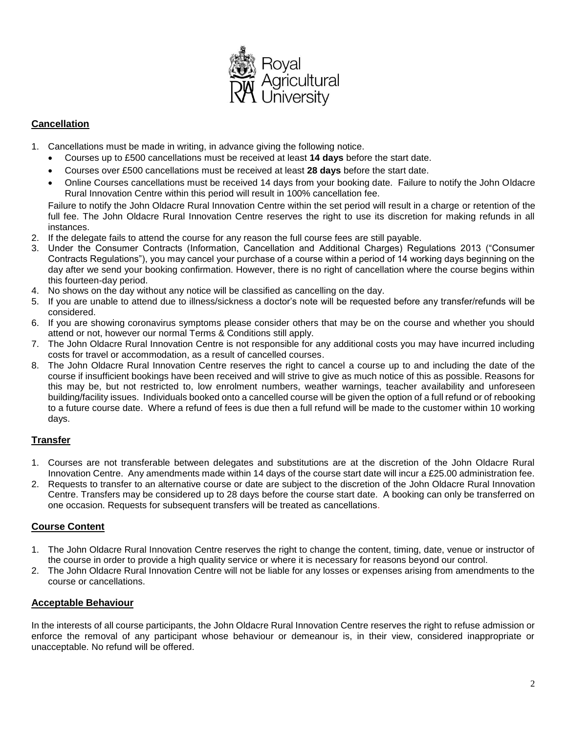## Cancellation

1. Cancellations must be made in writing, in advance giving the following notice.
   - Courses up to £500 cancellations must be received at least **14 days** before the start date.
   - Courses over £500 cancellations must be received at least **28 days** before the start date.
   - Online Courses cancellations must be received 14 days from your booking date. Failure to notify the John Oldacre Rural Innovation Centre within this period will result in 100% cancellation fee.

   Failure to notify the John Oldacre Rural Innovation Centre within the set period will result in a charge or retention of the full fee. The John Oldacre Rural Innovation Centre reserves the right to use its discretion for making refunds in all instances.
2. If the delegate fails to attend the course for any reason the full course fees are still payable.
3. Under the Consumer Contracts (Information, Cancellation and Additional Charges) Regulations 2013 ("Consumer Contracts Regulations"), you may cancel your purchase of a course within a period of 14 working days beginning on the day after we send your booking confirmation. However, there is no right of cancellation where the course begins within this fourteen-day period.
4. No shows on the day without any notice will be classified as cancelling on the day.
5. If you are unable to attend due to illness/sickness a doctor's note will be requested before any transfer/refunds will be considered.
6. If you are showing coronavirus symptoms please consider others that may be on the course and whether you should attend or not, however our normal Terms & Conditions still apply.
7. The John Oldacre Rural Innovation Centre is not responsible for any additional costs you may have incurred including costs for travel or accommodation, as a result of cancelled courses.
8. The John Oldacre Rural Innovation Centre reserves the right to cancel a course up to and including the date of the course if insufficient bookings have been received and will strive to give as much notice of this as possible. Reasons for this may be, but not restricted to, low enrolment numbers, weather warnings, teacher availability and unforeseen building/facility issues. Individuals booked onto a cancelled course will be given the option of a full refund or of rebooking to a future course date. Where a refund of fees is due then a full refund will be made to the customer within 10 working days.

## Transfer

1. Courses are not transferable between delegates and substitutions are at the discretion of the John Oldacre Rural Innovation Centre. Any amendments made within 14 days of the course start date will incur a £25.00 administration fee.
2. Requests to transfer to an alternative course or date are subject to the discretion of the John Oldacre Rural Innovation Centre. Transfers may be considered up to 28 days before the course start date. A booking can only be transferred on one occasion. Requests for subsequent transfers will be treated as cancellations.

## Course Content

1. The John Oldacre Rural Innovation Centre reserves the right to change the content, timing, date, venue or instructor of the course in order to provide a high quality service or where it is necessary for reasons beyond our control.
2. The John Oldacre Rural Innovation Centre will not be liable for any losses or expenses arising from amendments to the course or cancellations.

## Acceptable Behaviour

In the interests of all course participants, the John Oldacre Rural Innovation Centre reserves the right to refuse admission or enforce the removal of any participant whose behaviour or demeanour is, in their view, considered inappropriate or unacceptable. No refund will be offered.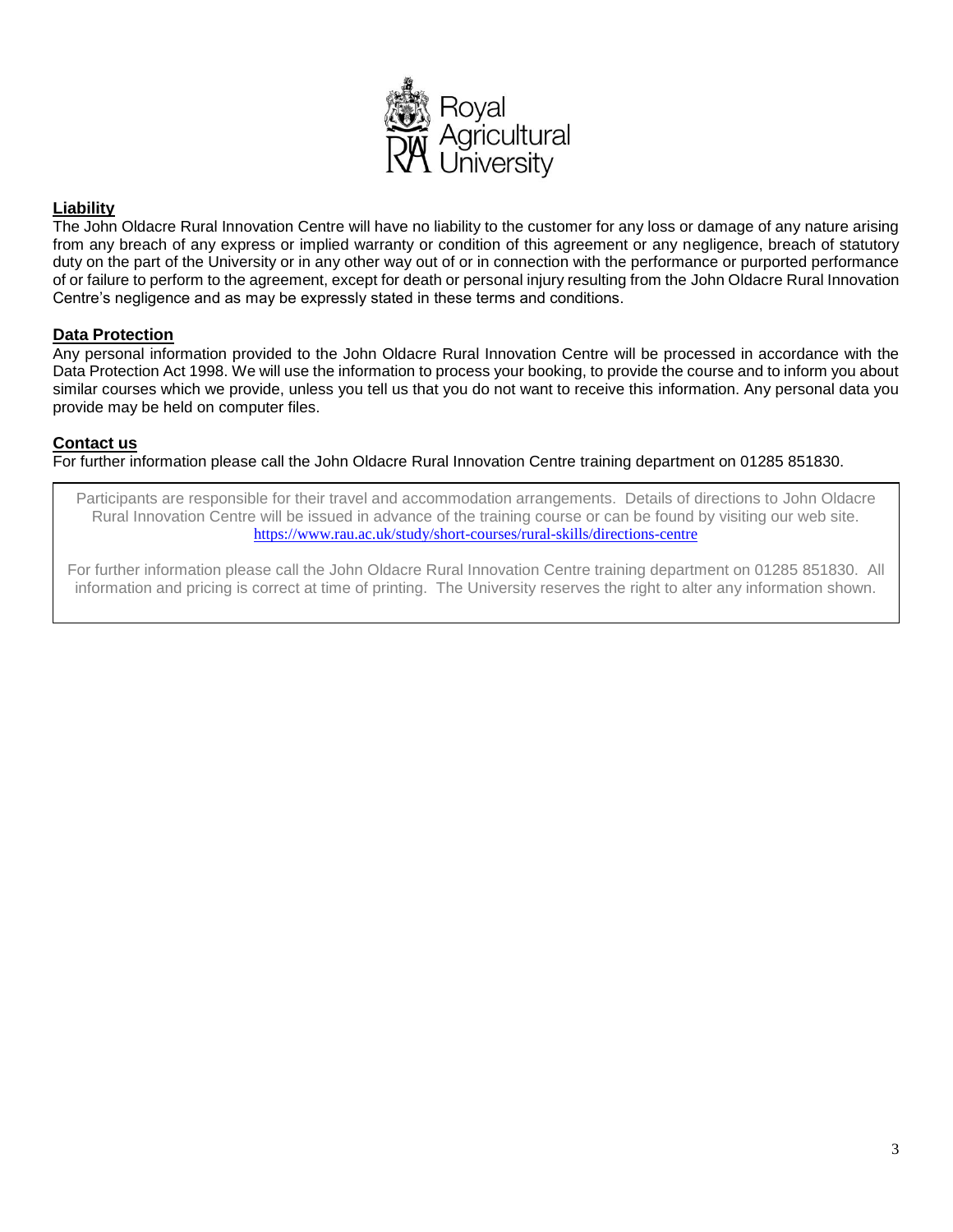Royal Agricultural University

## Liability

The John Oldacre Rural Innovation Centre will have no liability to the customer for any loss or damage of any nature arising from any breach of any express or implied warranty or condition of this agreement or any negligence, breach of statutory duty on the part of the University or in any other way out of or in connection with the performance or purported performance of or failure to perform to the agreement, except for death or personal injury resulting from the John Oldacre Rural Innovation Centre's negligence and as may be expressly stated in these terms and conditions.

## Data Protection

Any personal information provided to the John Oldacre Rural Innovation Centre will be processed in accordance with the Data Protection Act 1998. We will use the information to process your booking, to provide the course and to inform you about similar courses which we provide, unless you tell us that you do not want to receive this information. Any personal data you provide may be held on computer files.

## Contact us

For further information please call the John Oldacre Rural Innovation Centre training department on 01285 851830.

Participants are responsible for their travel and accommodation arrangements. Details of directions to John Oldacre Rural Innovation Centre will be issued in advance of the training course or can be found by visiting our web site. https://www.rau.ac.uk/study/short-courses/rural-skills/directions-centre

For further information please call the John Oldacre Rural Innovation Centre training department on 01285 851830. All information and pricing is correct at time of printing. The University reserves the right to alter any information shown.